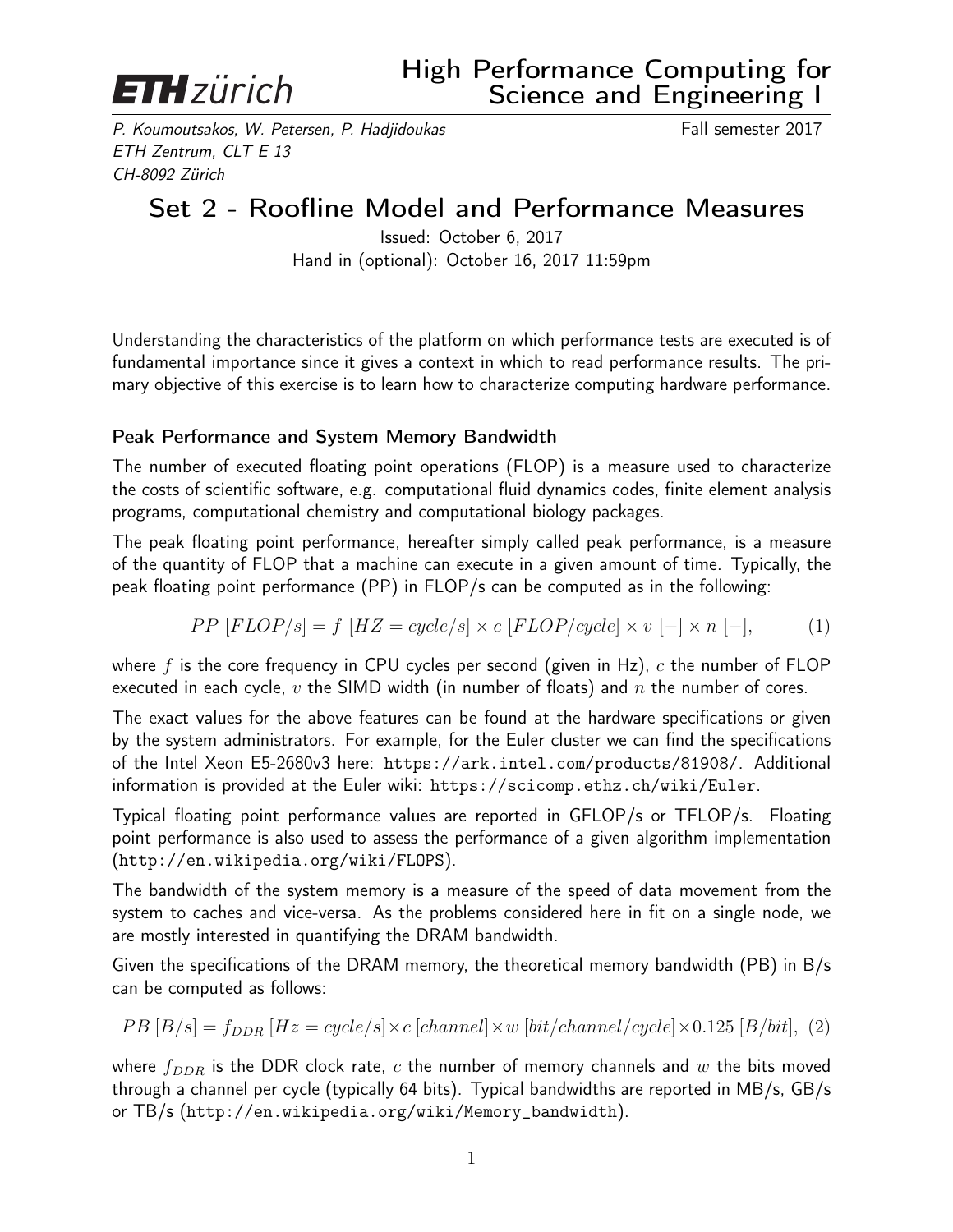**ETH** zürich

# High Performance Computing for Science and Engineering I

*P. Koumoutsakos, W. Petersen, P. Hadjidoukas* — Fall semester 2017
*ETH Zentrum, CLT E 13*
*CH-8092 Zürich*

## Set 2 - Roofline Model and Performance Measures

Issued: October 6, 2017
Hand in (optional): October 16, 2017 11:59pm

Understanding the characteristics of the platform on which performance tests are executed is of fundamental importance since it gives a context in which to read performance results. The primary objective of this exercise is to learn how to characterize computing hardware performance.

### Peak Performance and System Memory Bandwidth

The number of executed floating point operations (FLOP) is a measure used to characterize the costs of scientific software, e.g. computational fluid dynamics codes, finite element analysis programs, computational chemistry and computational biology packages.

The peak floating point performance, hereafter simply called peak performance, is a measure of the quantity of FLOP that a machine can execute in a given amount of time. Typically, the peak floating point performance (PP) in FLOP/s can be computed as in the following:

$$PP\ [FLOP/s] = f\ [HZ = cycle/s] \times c\ [FLOP/cycle] \times v\ [-] \times n\ [-], \tag{1}$$

where $f$ is the core frequency in CPU cycles per second (given in Hz), $c$ the number of FLOP executed in each cycle, $v$ the SIMD width (in number of floats) and $n$ the number of cores.

The exact values for the above features can be found at the hardware specifications or given by the system administrators. For example, for the Euler cluster we can find the specifications of the Intel Xeon E5-2680v3 here: `https://ark.intel.com/products/81908/`. Additional information is provided at the Euler wiki: `https://scicomp.ethz.ch/wiki/Euler`.

Typical floating point performance values are reported in GFLOP/s or TFLOP/s. Floating point performance is also used to assess the performance of a given algorithm implementation (`http://en.wikipedia.org/wiki/FLOPS`).

The bandwidth of the system memory is a measure of the speed of data movement from the system to caches and vice-versa. As the problems considered here in fit on a single node, we are mostly interested in quantifying the DRAM bandwidth.

Given the specifications of the DRAM memory, the theoretical memory bandwidth (PB) in B/s can be computed as follows:

$$PB\ [B/s] = f_{DDR}\ [Hz = cycle/s] \times c\ [channel] \times w\ [bit/channel/cycle] \times 0.125\ [B/bit], \tag{2}$$

where $f_{DDR}$ is the DDR clock rate, $c$ the number of memory channels and $w$ the bits moved through a channel per cycle (typically 64 bits). Typical bandwidths are reported in MB/s, GB/s or TB/s (`http://en.wikipedia.org/wiki/Memory_bandwidth`).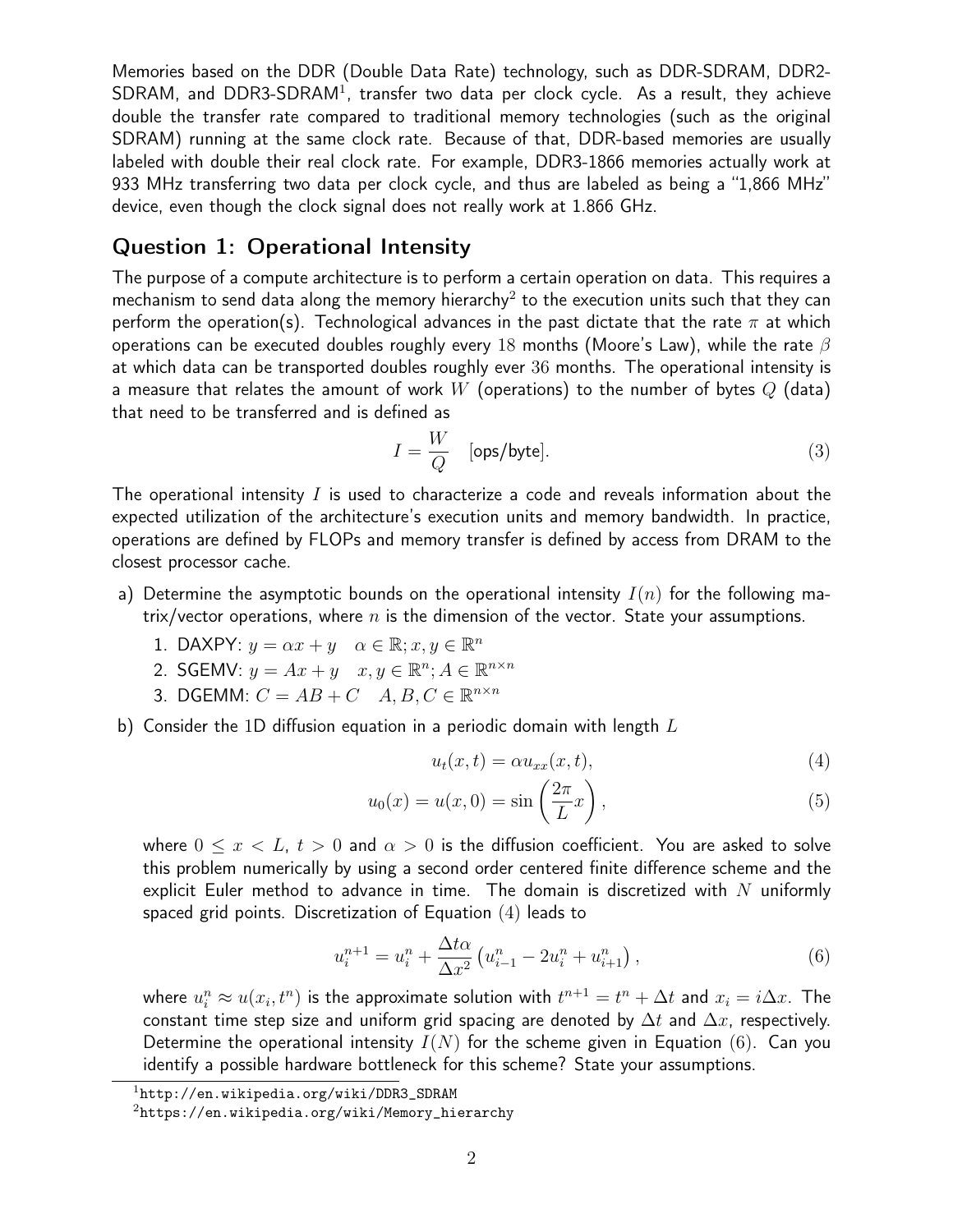Memories based on the DDR (Double Data Rate) technology, such as DDR-SDRAM, DDR2-SDRAM, and DDR3-SDRAM[1], transfer two data per clock cycle. As a result, they achieve double the transfer rate compared to traditional memory technologies (such as the original SDRAM) running at the same clock rate. Because of that, DDR-based memories are usually labeled with double their real clock rate. For example, DDR3-1866 memories actually work at 933 MHz transferring two data per clock cycle, and thus are labeled as being a "1,866 MHz" device, even though the clock signal does not really work at 1.866 GHz.

## Question 1: Operational Intensity

The purpose of a compute architecture is to perform a certain operation on data. This requires a mechanism to send data along the memory hierarchy[2] to the execution units such that they can perform the operation(s). Technological advances in the past dictate that the rate $\pi$ at which operations can be executed doubles roughly every 18 months (Moore's Law), while the rate $\beta$ at which data can be transported doubles roughly ever 36 months. The operational intensity is a measure that relates the amount of work $W$ (operations) to the number of bytes $Q$ (data) that need to be transferred and is defined as

$$I = \frac{W}{Q} \quad \text{[ops/byte]}. \tag{3}$$

The operational intensity $I$ is used to characterize a code and reveals information about the expected utilization of the architecture's execution units and memory bandwidth. In practice, operations are defined by FLOPs and memory transfer is defined by access from DRAM to the closest processor cache.

a) Determine the asymptotic bounds on the operational intensity $I(n)$ for the following matrix/vector operations, where $n$ is the dimension of the vector. State your assumptions.

   1. DAXPY: $y = \alpha x + y \quad \alpha \in \mathbb{R}; x, y \in \mathbb{R}^n$
   2. SGEMV: $y = Ax + y \quad x, y \in \mathbb{R}^n; A \in \mathbb{R}^{n \times n}$
   3. DGEMM: $C = AB + C \quad A, B, C \in \mathbb{R}^{n \times n}$

b) Consider the 1D diffusion equation in a periodic domain with length $L$

$$u_t(x,t) = \alpha u_{xx}(x,t), \tag{4}$$

$$u_0(x) = u(x,0) = \sin\left(\frac{2\pi}{L}x\right), \tag{5}$$

where $0 \leq x < L$, $t > 0$ and $\alpha > 0$ is the diffusion coefficient. You are asked to solve this problem numerically by using a second order centered finite difference scheme and the explicit Euler method to advance in time. The domain is discretized with $N$ uniformly spaced grid points. Discretization of Equation (4) leads to

$$u_i^{n+1} = u_i^n + \frac{\Delta t \alpha}{\Delta x^2}\left(u_{i-1}^n - 2u_i^n + u_{i+1}^n\right), \tag{6}$$

where $u_i^n \approx u(x_i, t^n)$ is the approximate solution with $t^{n+1} = t^n + \Delta t$ and $x_i = i\Delta x$. The constant time step size and uniform grid spacing are denoted by $\Delta t$ and $\Delta x$, respectively. Determine the operational intensity $I(N)$ for the scheme given in Equation (6). Can you identify a possible hardware bottleneck for this scheme? State your assumptions.

[1] http://en.wikipedia.org/wiki/DDR3_SDRAM

[2] https://en.wikipedia.org/wiki/Memory_hierarchy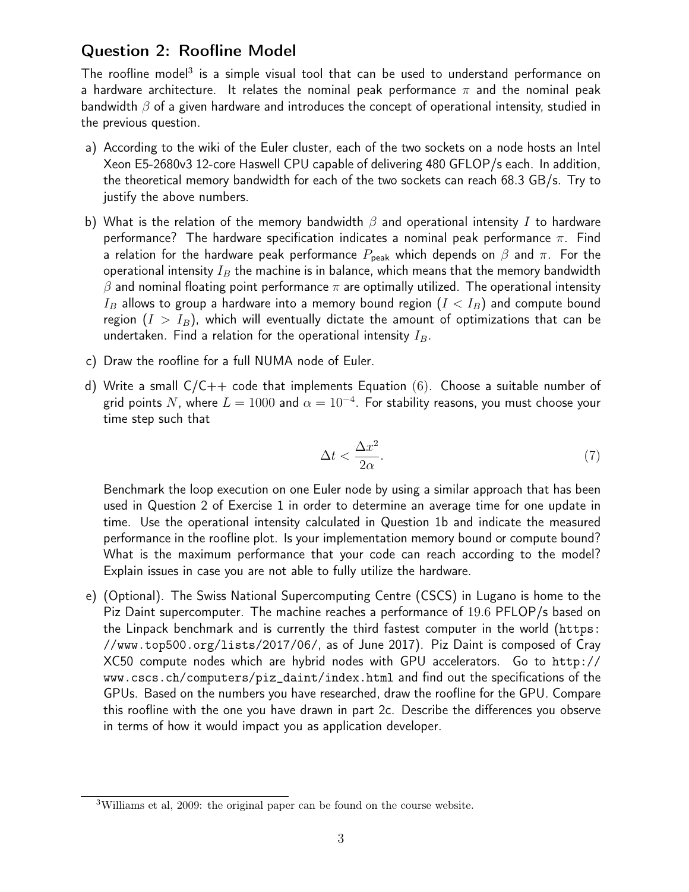## Question 2: Roofline Model

The roofline model[3] is a simple visual tool that can be used to understand performance on a hardware architecture. It relates the nominal peak performance $\pi$ and the nominal peak bandwidth $\beta$ of a given hardware and introduces the concept of operational intensity, studied in the previous question.

a) According to the wiki of the Euler cluster, each of the two sockets on a node hosts an Intel Xeon E5-2680v3 12-core Haswell CPU capable of delivering 480 GFLOP/s each. In addition, the theoretical memory bandwidth for each of the two sockets can reach 68.3 GB/s. Try to justify the above numbers.

b) What is the relation of the memory bandwidth $\beta$ and operational intensity $I$ to hardware performance? The hardware specification indicates a nominal peak performance $\pi$. Find a relation for the hardware peak performance $P_{\text{peak}}$ which depends on $\beta$ and $\pi$. For the operational intensity $I_B$ the machine is in balance, which means that the memory bandwidth $\beta$ and nominal floating point performance $\pi$ are optimally utilized. The operational intensity $I_B$ allows to group a hardware into a memory bound region ($I < I_B$) and compute bound region ($I > I_B$), which will eventually dictate the amount of optimizations that can be undertaken. Find a relation for the operational intensity $I_B$.

c) Draw the roofline for a full NUMA node of Euler.

d) Write a small C/C++ code that implements Equation (6). Choose a suitable number of grid points $N$, where $L = 1000$ and $\alpha = 10^{-4}$. For stability reasons, you must choose your time step such that

$$\Delta t < \frac{\Delta x^2}{2\alpha}. \tag{7}$$

Benchmark the loop execution on one Euler node by using a similar approach that has been used in Question 2 of Exercise 1 in order to determine an average time for one update in time. Use the operational intensity calculated in Question 1b and indicate the measured performance in the roofline plot. Is your implementation memory bound or compute bound? What is the maximum performance that your code can reach according to the model? Explain issues in case you are not able to fully utilize the hardware.

e) (Optional). The Swiss National Supercomputing Centre (CSCS) in Lugano is home to the Piz Daint supercomputer. The machine reaches a performance of 19.6 PFLOP/s based on the Linpack benchmark and is currently the third fastest computer in the world (https://www.top500.org/lists/2017/06/, as of June 2017). Piz Daint is composed of Cray XC50 compute nodes which are hybrid nodes with GPU accelerators. Go to http://www.cscs.ch/computers/piz_daint/index.html and find out the specifications of the GPUs. Based on the numbers you have researched, draw the roofline for the GPU. Compare this roofline with the one you have drawn in part 2c. Describe the differences you observe in terms of how it would impact you as application developer.

[3] Williams et al, 2009: the original paper can be found on the course website.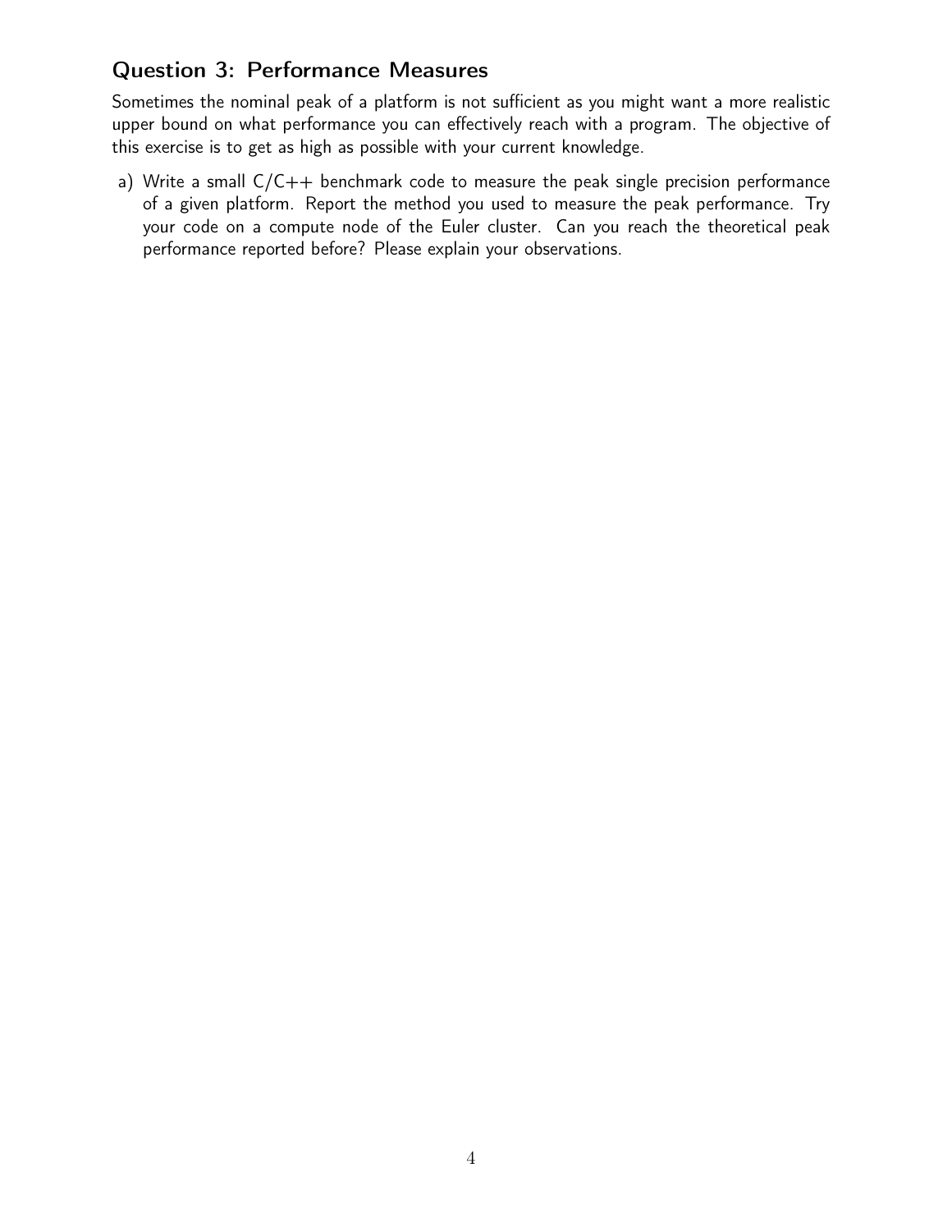## Question 3: Performance Measures

Sometimes the nominal peak of a platform is not sufficient as you might want a more realistic upper bound on what performance you can effectively reach with a program. The objective of this exercise is to get as high as possible with your current knowledge.

a) Write a small C/C++ benchmark code to measure the peak single precision performance of a given platform. Report the method you used to measure the peak performance. Try your code on a compute node of the Euler cluster. Can you reach the theoretical peak performance reported before? Please explain your observations.